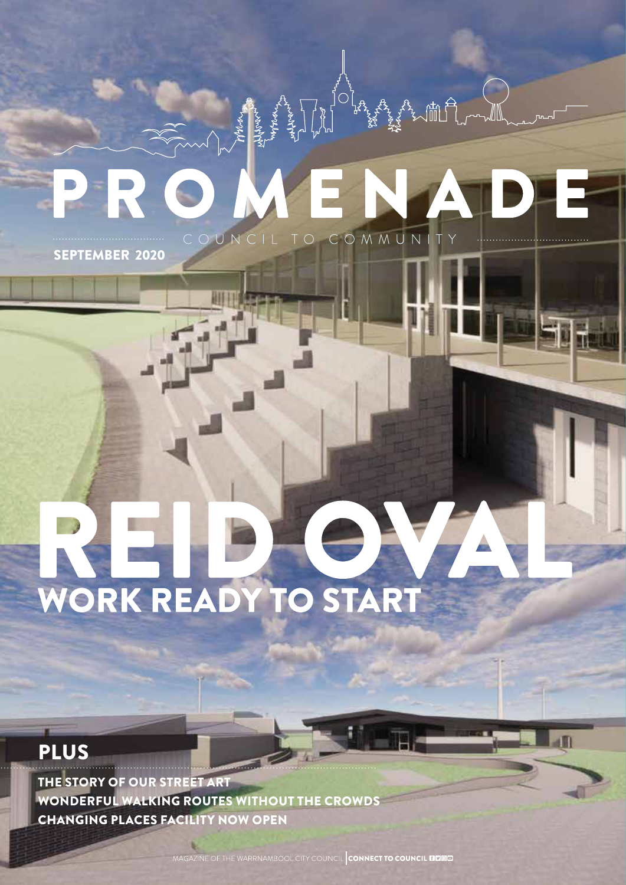# PROMENADE

COUNCIL TO COMMUNITY

SEPTEMBER 2020

# REID OVAL

## WORK READY TO START

## PLUS

THE STORY OF OUR STREET ART

WONDERFUL WALKING ROUTES WITHOUT THE CROWDS

CHANGING PLACES FACILITY NOW OPEN

MAGAZINE OF THE WARRNAMBOOL CITY COUNCIL | CONNECT TO COUNCIL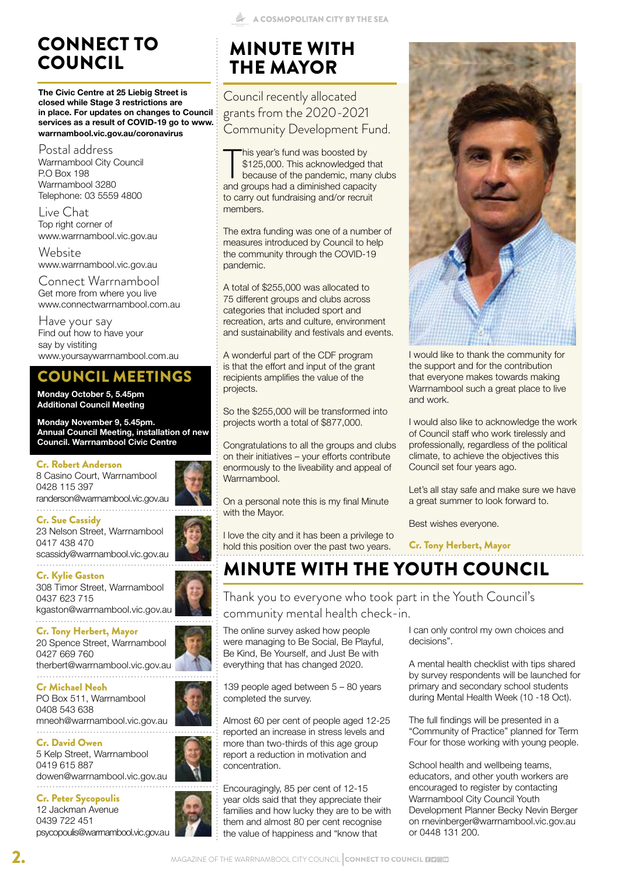# CONNECT TO COUNCIL

**The Civic Centre at 25 Liebig Street is closed while Stage 3 restrictions are in place. For updates on changes to Council services as a result of COVID-19 go to www.warrnambool.vic.gov.au/coronavirus**

Postal address
Warrnambool City Council
P.O Box 198
Warrnambool 3280
Telephone: 03 5559 4800

Live Chat
Top right corner of
www.warrnambool.vic.gov.au

Website
www.warrnambool.vic.gov.au

Connect Warrnambool
Get more from where you live
www.connectwarrnambool.com.au

Have your say
Find out how to have your say by vistiting
www.yoursaywarrnambool.com.au

## COUNCIL MEETINGS

**Monday October 5, 5.45pm**
**Additional Council Meeting**

**Monday November 9, 5.45pm.**
**Annual Council Meeting, installation of new Council. Warrnambool Civic Centre**

**Cr. Robert Anderson**
8 Casino Court, Warrnambool
0428 115 397
randerson@warrnambool.vic.gov.au

**Cr. Sue Cassidy**
23 Nelson Street, Warrnambool
0417 438 470
scassidy@warrnambool.vic.gov.au

**Cr. Kylie Gaston**
308 Timor Street, Warrnambool
0437 623 715
kgaston@warrnambool.vic.gov.au

**Cr. Tony Herbert, Mayor**
20 Spence Street, Warrnambool
0427 669 760
therbert@warrnambool.vic.gov.au

**Cr Michael Neoh**
PO Box 511, Warrnambool
0408 543 638
mneoh@warrnambool.vic.gov.au

**Cr. David Owen**
5 Kelp Street, Warrnambool
0419 615 887
dowen@warrnambool.vic.gov.au

**Cr. Peter Sycopoulis**
12 Jackman Avenue
0439 722 451
psycopoulis@warrnambool.vic.gov.au

# MINUTE WITH THE MAYOR

Council recently allocated grants from the 2020-2021 Community Development Fund.

This year's fund was boosted by $125,000. This acknowledged that because of the pandemic, many clubs and groups had a diminished capacity to carry out fundraising and/or recruit members.

The extra funding was one of a number of measures introduced by Council to help the community through the COVID-19 pandemic.

A total of $255,000 was allocated to 75 different groups and clubs across categories that included sport and recreation, arts and culture, environment and sustainability and festivals and events.

A wonderful part of the CDF program is that the effort and input of the grant recipients amplifies the value of the projects.

So the $255,000 will be transformed into projects worth a total of $877,000.

Congratulations to all the groups and clubs on their initiatives – your efforts contribute enormously to the liveability and appeal of Warrnambool.

On a personal note this is my final Minute with the Mayor.

I love the city and it has been a privilege to hold this position over the past two years.

I would like to thank the community for the support and for the contribution that everyone makes towards making Warrnambool such a great place to live and work.

I would also like to acknowledge the work of Council staff who work tirelessly and professionally, regardless of the political climate, to achieve the objectives this Council set four years ago.

Let's all stay safe and make sure we have a great summer to look forward to.

Best wishes everyone.

**Cr. Tony Herbert, Mayor**

# MINUTE WITH THE YOUTH COUNCIL

Thank you to everyone who took part in the Youth Council's community mental health check-in.

The online survey asked how people were managing to Be Social, Be Playful, Be Kind, Be Yourself, and Just Be with everything that has changed 2020.

139 people aged between 5 – 80 years completed the survey.

Almost 60 per cent of people aged 12-25 reported an increase in stress levels and more than two-thirds of this age group report a reduction in motivation and concentration.

Encouragingly, 85 per cent of 12-15 year olds said that they appreciate their families and how lucky they are to be with them and almost 80 per cent recognise the value of happiness and "know that I can only control my own choices and decisions".

A mental health checklist with tips shared by survey respondents will be launched for primary and secondary school students during Mental Health Week (10 -18 Oct).

The full findings will be presented in a "Community of Practice" planned for Term Four for those working with young people.

School health and wellbeing teams, educators, and other youth workers are encouraged to register by contacting Warrnambool City Council Youth Development Planner Becky Nevin Berger on rnevinberger@warrnambool.vic.gov.au or 0448 131 200.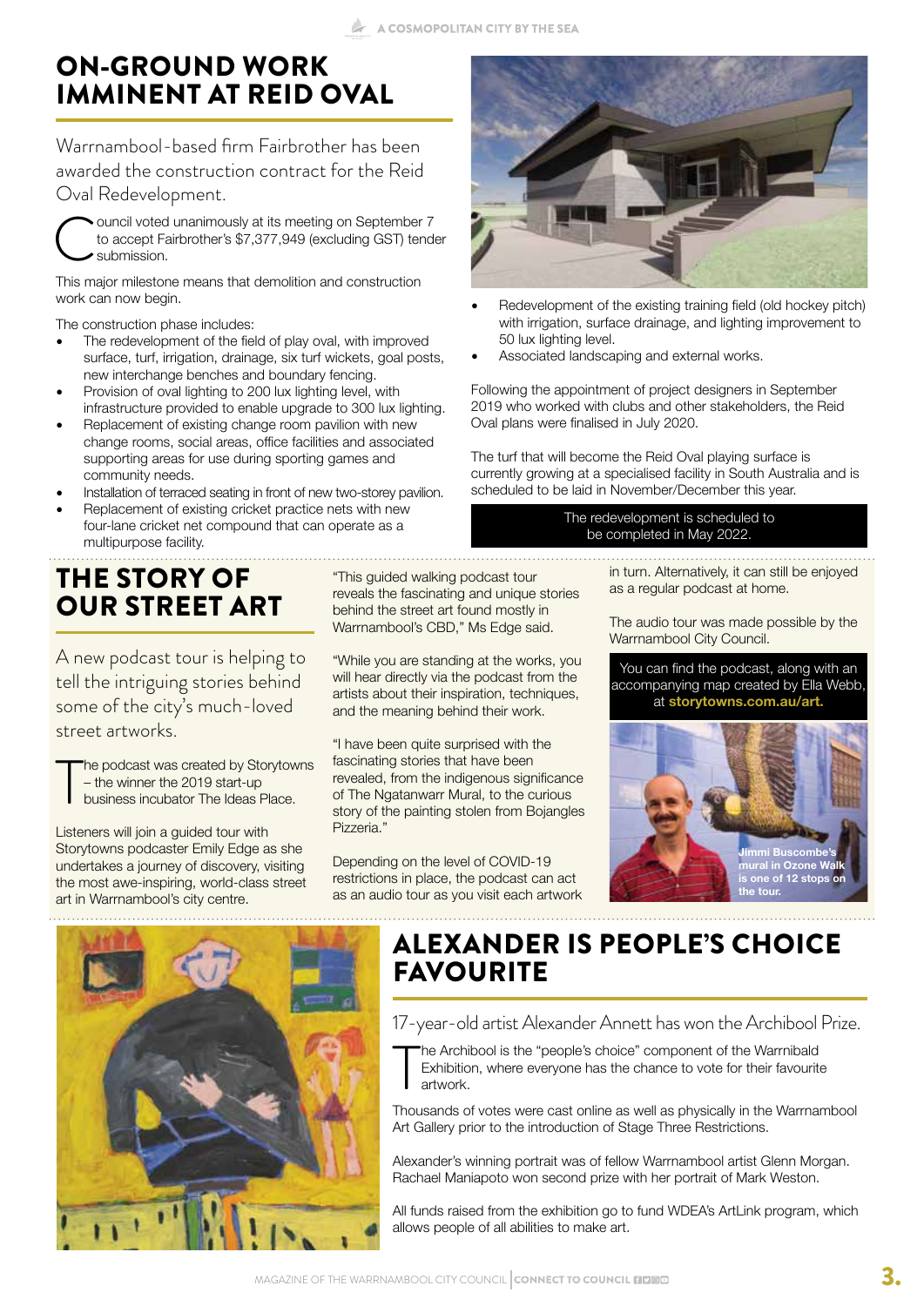# ON-GROUND WORK IMMINENT AT REID OVAL

Warrnambool-based firm Fairbrother has been awarded the construction contract for the Reid Oval Redevelopment.

Council voted unanimously at its meeting on September 7 to accept Fairbrother's $7,377,949 (excluding GST) tender submission.

This major milestone means that demolition and construction work can now begin.

The construction phase includes:

- The redevelopment of the field of play oval, with improved surface, turf, irrigation, drainage, six turf wickets, goal posts, new interchange benches and boundary fencing.
- Provision of oval lighting to 200 lux lighting level, with infrastructure provided to enable upgrade to 300 lux lighting.
- Replacement of existing change room pavilion with new change rooms, social areas, office facilities and associated supporting areas for use during sporting games and community needs.
- Installation of terraced seating in front of new two-storey pavilion.
- Replacement of existing cricket practice nets with new four-lane cricket net compound that can operate as a multipurpose facility.
- Redevelopment of the existing training field (old hockey pitch) with irrigation, surface drainage, and lighting improvement to 50 lux lighting level.
- Associated landscaping and external works.

Following the appointment of project designers in September 2019 who worked with clubs and other stakeholders, the Reid Oval plans were finalised in July 2020.

The turf that will become the Reid Oval playing surface is currently growing at a specialised facility in South Australia and is scheduled to be laid in November/December this year.

The redevelopment is scheduled to be completed in May 2022.

# THE STORY OF OUR STREET ART

A new podcast tour is helping to tell the intriguing stories behind some of the city's much-loved street artworks.

The podcast was created by Storytowns – the winner the 2019 start-up business incubator The Ideas Place.

Listeners will join a guided tour with Storytowns podcaster Emily Edge as she undertakes a journey of discovery, visiting the most awe-inspiring, world-class street art in Warrnambool's city centre.

"This guided walking podcast tour reveals the fascinating and unique stories behind the street art found mostly in Warrnambool's CBD," Ms Edge said.

"While you are standing at the works, you will hear directly via the podcast from the artists about their inspiration, techniques, and the meaning behind their work.

"I have been quite surprised with the fascinating stories that have been revealed, from the indigenous significance of The Ngatanwarr Mural, to the curious story of the painting stolen from Bojangles Pizzeria."

Depending on the level of COVID-19 restrictions in place, the podcast can act as an audio tour as you visit each artwork in turn. Alternatively, it can still be enjoyed as a regular podcast at home.

The audio tour was made possible by the Warrnambool City Council.

You can find the podcast, along with an accompanying map created by Ella Webb, at **storytowns.com.au/art.**

Jimmi Buscombe's mural in Ozone Walk is one of 12 stops on the tour.

# ALEXANDER IS PEOPLE'S CHOICE FAVOURITE

17-year-old artist Alexander Annett has won the Archibool Prize.

The Archibool is the "people's choice" component of the Warrnibald Exhibition, where everyone has the chance to vote for their favourite artwork.

Thousands of votes were cast online as well as physically in the Warrnambool Art Gallery prior to the introduction of Stage Three Restrictions.

Alexander's winning portrait was of fellow Warrnambool artist Glenn Morgan. Rachael Maniapoto won second prize with her portrait of Mark Weston.

All funds raised from the exhibition go to fund WDEA's ArtLink program, which allows people of all abilities to make art.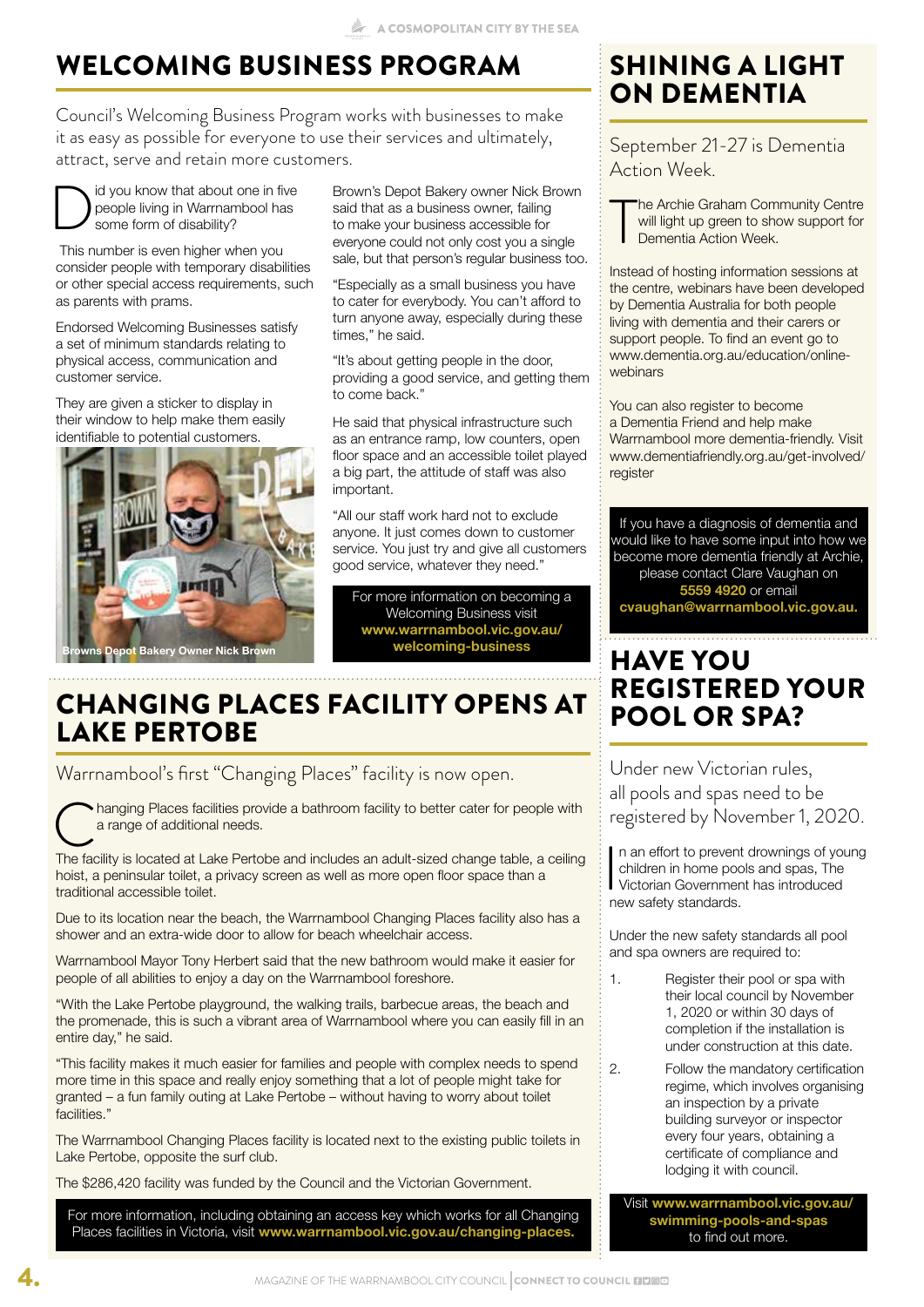# WELCOMING BUSINESS PROGRAM

Council's Welcoming Business Program works with businesses to make it as easy as possible for everyone to use their services and ultimately, attract, serve and retain more customers.

Did you know that about one in five people living in Warrnambool has some form of disability?

This number is even higher when you consider people with temporary disabilities or other special access requirements, such as parents with prams.

Endorsed Welcoming Businesses satisfy a set of minimum standards relating to physical access, communication and customer service.

They are given a sticker to display in their window to help make them easily identifiable to potential customers.

Browns Depot Bakery Owner Nick Brown

Brown's Depot Bakery owner Nick Brown said that as a business owner, failing to make your business accessible for everyone could not only cost you a single sale, but that person's regular business too.

"Especially as a small business you have to cater for everybody. You can't afford to turn anyone away, especially during these times," he said.

"It's about getting people in the door, providing a good service, and getting them to come back."

He said that physical infrastructure such as an entrance ramp, low counters, open floor space and an accessible toilet played a big part, the attitude of staff was also important.

"All our staff work hard not to exclude anyone. It just comes down to customer service. You just try and give all customers good service, whatever they need."

For more information on becoming a Welcoming Business visit **www.warrnambool.vic.gov.au/welcoming-business**

# CHANGING PLACES FACILITY OPENS AT LAKE PERTOBE

Warrnambool's first "Changing Places" facility is now open.

Changing Places facilities provide a bathroom facility to better cater for people with a range of additional needs.

The facility is located at Lake Pertobe and includes an adult-sized change table, a ceiling hoist, a peninsular toilet, a privacy screen as well as more open floor space than a traditional accessible toilet.

Due to its location near the beach, the Warrnambool Changing Places facility also has a shower and an extra-wide door to allow for beach wheelchair access.

Warrnambool Mayor Tony Herbert said that the new bathroom would make it easier for people of all abilities to enjoy a day on the Warrnambool foreshore.

"With the Lake Pertobe playground, the walking trails, barbecue areas, the beach and the promenade, this is such a vibrant area of Warrnambool where you can easily fill in an entire day," he said.

"This facility makes it much easier for families and people with complex needs to spend more time in this space and really enjoy something that a lot of people might take for granted – a fun family outing at Lake Pertobe – without having to worry about toilet facilities."

The Warrnambool Changing Places facility is located next to the existing public toilets in Lake Pertobe, opposite the surf club.

The $286,420 facility was funded by the Council and the Victorian Government.

For more information, including obtaining an access key which works for all Changing Places facilities in Victoria, visit **www.warrnambool.vic.gov.au/changing-places.**

# SHINING A LIGHT ON DEMENTIA

September 21-27 is Dementia Action Week.

The Archie Graham Community Centre will light up green to show support for Dementia Action Week.

Instead of hosting information sessions at the centre, webinars have been developed by Dementia Australia for both people living with dementia and their carers or support people. To find an event go to www.dementia.org.au/education/online-webinars

You can also register to become a Dementia Friend and help make Warrnambool more dementia-friendly. Visit www.dementiafriendly.org.au/get-involved/register

If you have a diagnosis of dementia and would like to have some input into how we become more dementia friendly at Archie, please contact Clare Vaughan on **5559 4920** or email **cvaughan@warrnambool.vic.gov.au.**

# HAVE YOU REGISTERED YOUR POOL OR SPA?

Under new Victorian rules, all pools and spas need to be registered by November 1, 2020.

In an effort to prevent drownings of young children in home pools and spas, The Victorian Government has introduced new safety standards.

Under the new safety standards all pool and spa owners are required to:

1. Register their pool or spa with their local council by November 1, 2020 or within 30 days of completion if the installation is under construction at this date.
2. Follow the mandatory certification regime, which involves organising an inspection by a private building surveyor or inspector every four years, obtaining a certificate of compliance and lodging it with council.

Visit **www.warrnambool.vic.gov.au/swimming-pools-and-spas** to find out more.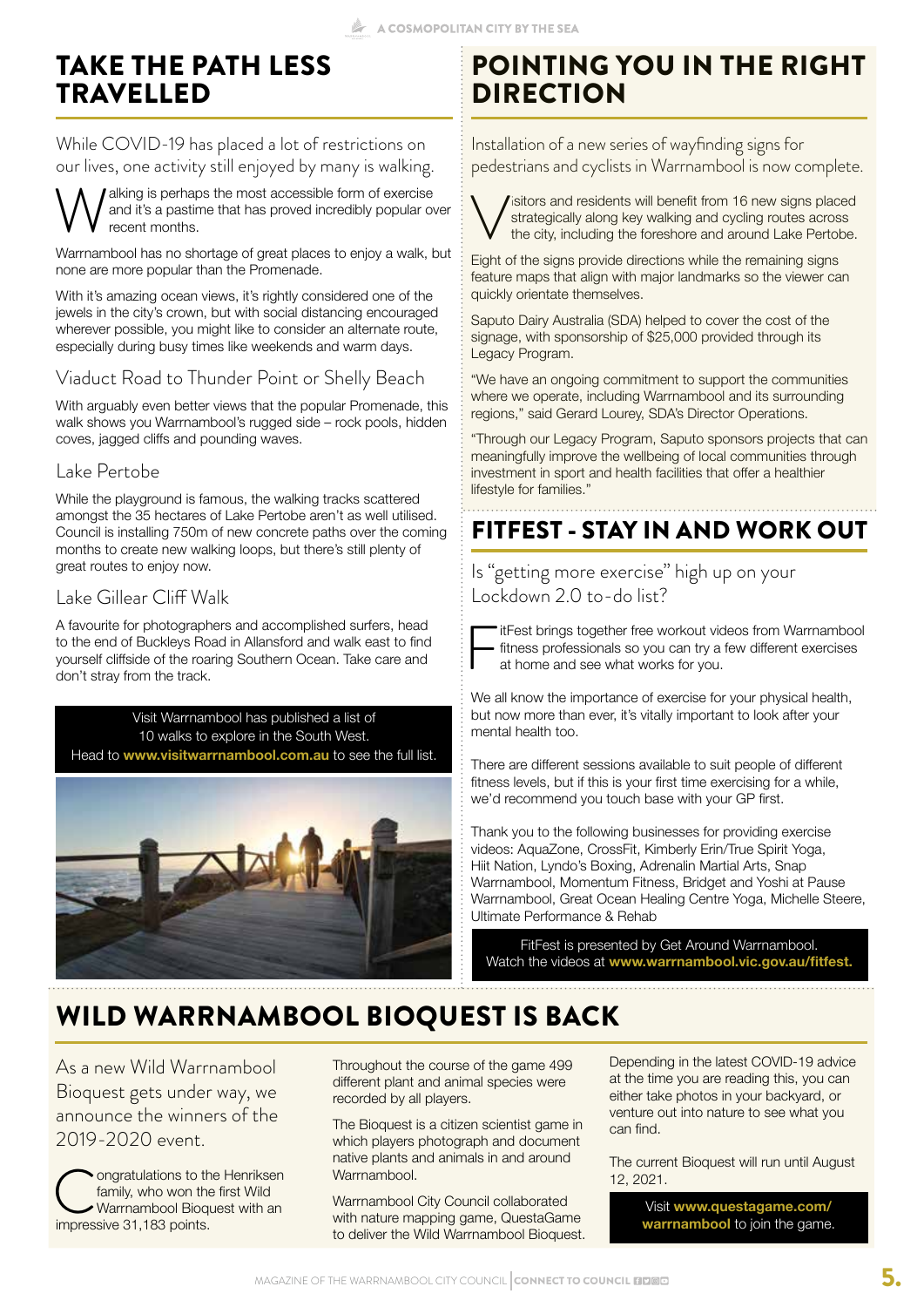# TAKE THE PATH LESS TRAVELLED

While COVID-19 has placed a lot of restrictions on our lives, one activity still enjoyed by many is walking.

Walking is perhaps the most accessible form of exercise and it's a pastime that has proved incredibly popular over recent months.

Warrnambool has no shortage of great places to enjoy a walk, but none are more popular than the Promenade.

With it's amazing ocean views, it's rightly considered one of the jewels in the city's crown, but with social distancing encouraged wherever possible, you might like to consider an alternate route, especially during busy times like weekends and warm days.

## Viaduct Road to Thunder Point or Shelly Beach

With arguably even better views that the popular Promenade, this walk shows you Warrnambool's rugged side – rock pools, hidden coves, jagged cliffs and pounding waves.

## Lake Pertobe

While the playground is famous, the walking tracks scattered amongst the 35 hectares of Lake Pertobe aren't as well utilised. Council is installing 750m of new concrete paths over the coming months to create new walking loops, but there's still plenty of great routes to enjoy now.

## Lake Gillear Cliff Walk

A favourite for photographers and accomplished surfers, head to the end of Buckleys Road in Allansford and walk east to find yourself cliffside of the roaring Southern Ocean. Take care and don't stray from the track.

Visit Warrnambool has published a list of 10 walks to explore in the South West. Head to **www.visitwarrnambool.com.au** to see the full list.

# POINTING YOU IN THE RIGHT DIRECTION

Installation of a new series of wayfinding signs for pedestrians and cyclists in Warrnambool is now complete.

Visitors and residents will benefit from 16 new signs placed strategically along key walking and cycling routes across the city, including the foreshore and around Lake Pertobe.

Eight of the signs provide directions while the remaining signs feature maps that align with major landmarks so the viewer can quickly orientate themselves.

Saputo Dairy Australia (SDA) helped to cover the cost of the signage, with sponsorship of $25,000 provided through its Legacy Program.

"We have an ongoing commitment to support the communities where we operate, including Warrnambool and its surrounding regions," said Gerard Lourey, SDA's Director Operations.

"Through our Legacy Program, Saputo sponsors projects that can meaningfully improve the wellbeing of local communities through investment in sport and health facilities that offer a healthier lifestyle for families."

# FITFEST - STAY IN AND WORK OUT

Is "getting more exercise" high up on your Lockdown 2.0 to-do list?

FitFest brings together free workout videos from Warrnambool fitness professionals so you can try a few different exercises at home and see what works for you.

We all know the importance of exercise for your physical health, but now more than ever, it's vitally important to look after your mental health too.

There are different sessions available to suit people of different fitness levels, but if this is your first time exercising for a while, we'd recommend you touch base with your GP first.

Thank you to the following businesses for providing exercise videos: AquaZone, CrossFit, Kimberly Erin/True Spirit Yoga, Hiit Nation, Lyndo's Boxing, Adrenalin Martial Arts, Snap Warrnambool, Momentum Fitness, Bridget and Yoshi at Pause Warrnambool, Great Ocean Healing Centre Yoga, Michelle Steere, Ultimate Performance & Rehab

FitFest is presented by Get Around Warrnambool. Watch the videos at **www.warrnambool.vic.gov.au/fitfest.**

# WILD WARRNAMBOOL BIOQUEST IS BACK

As a new Wild Warrnambool Bioquest gets under way, we announce the winners of the 2019-2020 event.

Congratulations to the Henriksen family, who won the first Wild Warrnambool Bioquest with an impressive 31,183 points.

Throughout the course of the game 499 different plant and animal species were recorded by all players.

The Bioquest is a citizen scientist game in which players photograph and document native plants and animals in and around Warrnambool.

Warrnambool City Council collaborated with nature mapping game, QuestaGame to deliver the Wild Warrnambool Bioquest.

Depending in the latest COVID-19 advice at the time you are reading this, you can either take photos in your backyard, or venture out into nature to see what you can find.

The current Bioquest will run until August 12, 2021.

Visit **www.questagame.com/warrnambool** to join the game.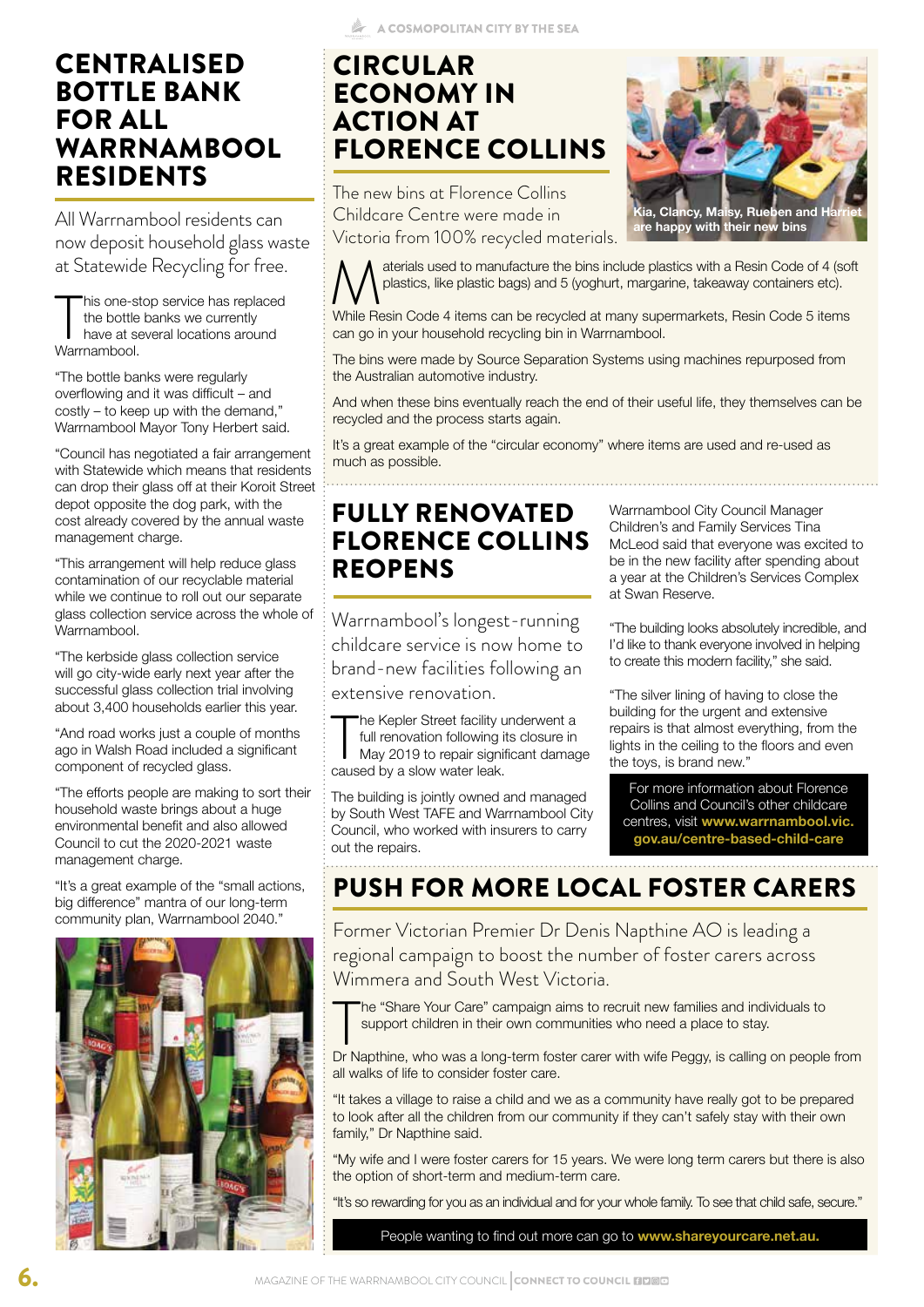# CENTRALISED BOTTLE BANK FOR ALL WARRNAMBOOL RESIDENTS

All Warrnambool residents can now deposit household glass waste at Statewide Recycling for free.

This one-stop service has replaced the bottle banks we currently have at several locations around Warrnambool.

"The bottle banks were regularly overflowing and it was difficult – and costly – to keep up with the demand," Warrnambool Mayor Tony Herbert said.

"Council has negotiated a fair arrangement with Statewide which means that residents can drop their glass off at their Koroit Street depot opposite the dog park, with the cost already covered by the annual waste management charge.

"This arrangement will help reduce glass contamination of our recyclable material while we continue to roll out our separate glass collection service across the whole of Warrnambool.

"The kerbside glass collection service will go city-wide early next year after the successful glass collection trial involving about 3,400 households earlier this year.

"And road works just a couple of months ago in Walsh Road included a significant component of recycled glass.

"The efforts people are making to sort their household waste brings about a huge environmental benefit and also allowed Council to cut the 2020-2021 waste management charge.

"It's a great example of the "small actions, big difference" mantra of our long-term community plan, Warrnambool 2040."

# CIRCULAR ECONOMY IN ACTION AT FLORENCE COLLINS

The new bins at Florence Collins Childcare Centre were made in Victoria from 100% recycled materials.

Kia, Clancy, Maisy, Rueben and Harriet are happy with their new bins

Materials used to manufacture the bins include plastics with a Resin Code of 4 (soft plastics, like plastic bags) and 5 (yoghurt, margarine, takeaway containers etc).

While Resin Code 4 items can be recycled at many supermarkets, Resin Code 5 items can go in your household recycling bin in Warrnambool.

The bins were made by Source Separation Systems using machines repurposed from the Australian automotive industry.

And when these bins eventually reach the end of their useful life, they themselves can be recycled and the process starts again.

It's a great example of the "circular economy" where items are used and re-used as much as possible.

# FULLY RENOVATED FLORENCE COLLINS REOPENS

Warrnambool's longest-running childcare service is now home to brand-new facilities following an extensive renovation.

The Kepler Street facility underwent a full renovation following its closure in May 2019 to repair significant damage caused by a slow water leak.

The building is jointly owned and managed by South West TAFE and Warrnambool City Council, who worked with insurers to carry out the repairs.

Warrnambool City Council Manager Children's and Family Services Tina McLeod said that everyone was excited to be in the new facility after spending about a year at the Children's Services Complex at Swan Reserve.

"The building looks absolutely incredible, and I'd like to thank everyone involved in helping to create this modern facility," she said.

"The silver lining of having to close the building for the urgent and extensive repairs is that almost everything, from the lights in the ceiling to the floors and even the toys, is brand new."

For more information about Florence Collins and Council's other childcare centres, visit **www.warrnambool.vic.gov.au/centre-based-child-care**

# PUSH FOR MORE LOCAL FOSTER CARERS

Former Victorian Premier Dr Denis Napthine AO is leading a regional campaign to boost the number of foster carers across Wimmera and South West Victoria.

The "Share Your Care" campaign aims to recruit new families and individuals to support children in their own communities who need a place to stay.

Dr Napthine, who was a long-term foster carer with wife Peggy, is calling on people from all walks of life to consider foster care.

"It takes a village to raise a child and we as a community have really got to be prepared to look after all the children from our community if they can't safely stay with their own family," Dr Napthine said.

"My wife and I were foster carers for 15 years. We were long term carers but there is also the option of short-term and medium-term care.

"It's so rewarding for you as an individual and for your whole family. To see that child safe, secure."

People wanting to find out more can go to **www.shareyourcare.net.au.**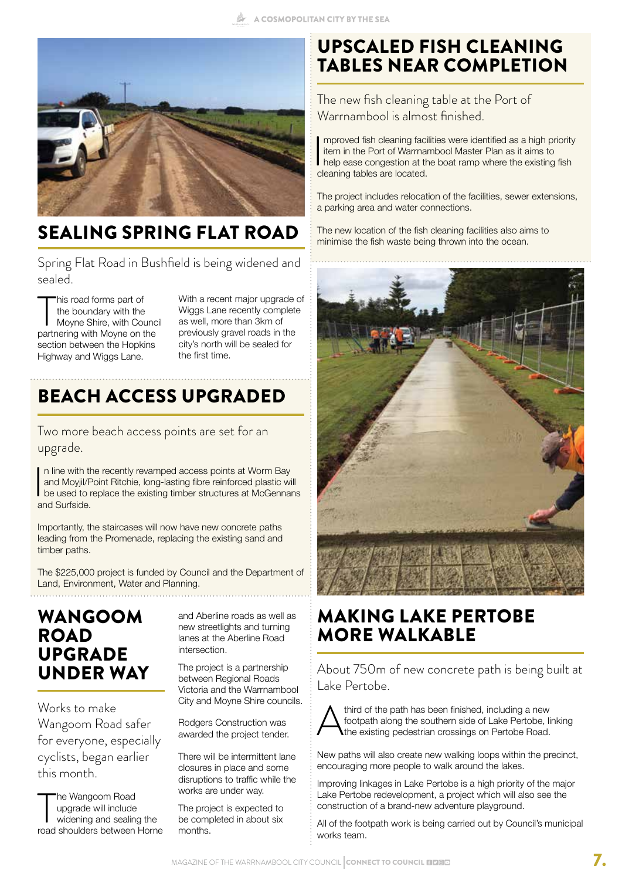## SEALING SPRING FLAT ROAD

Spring Flat Road in Bushfield is being widened and sealed.

This road forms part of the boundary with the Moyne Shire, with Council partnering with Moyne on the section between the Hopkins Highway and Wiggs Lane.

With a recent major upgrade of Wiggs Lane recently complete as well, more than 3km of previously gravel roads in the city's north will be sealed for the first time.

## BEACH ACCESS UPGRADED

Two more beach access points are set for an upgrade.

In line with the recently revamped access points at Worm Bay and Moyjil/Point Ritchie, long-lasting fibre reinforced plastic will be used to replace the existing timber structures at McGennans and Surfside.

Importantly, the staircases will now have new concrete paths leading from the Promenade, replacing the existing sand and timber paths.

The $225,000 project is funded by Council and the Department of Land, Environment, Water and Planning.

## WANGOOM ROAD UPGRADE UNDER WAY

Works to make Wangoom Road safer for everyone, especially cyclists, began earlier this month.

The Wangoom Road upgrade will include widening and sealing the road shoulders between Horne and Aberline roads as well as new streetlights and turning lanes at the Aberline Road intersection.

The project is a partnership between Regional Roads Victoria and the Warrnambool City and Moyne Shire councils.

Rodgers Construction was awarded the project tender.

There will be intermittent lane closures in place and some disruptions to traffic while the works are under way.

The project is expected to be completed in about six months.

## UPSCALED FISH CLEANING TABLES NEAR COMPLETION

The new fish cleaning table at the Port of Warrnambool is almost finished.

Improved fish cleaning facilities were identified as a high priority item in the Port of Warrnambool Master Plan as it aims to help ease congestion at the boat ramp where the existing fish cleaning tables are located.

The project includes relocation of the facilities, sewer extensions, a parking area and water connections.

The new location of the fish cleaning facilities also aims to minimise the fish waste being thrown into the ocean.

## MAKING LAKE PERTOBE MORE WALKABLE

About 750m of new concrete path is being built at Lake Pertobe.

A third of the path has been finished, including a new footpath along the southern side of Lake Pertobe, linking the existing pedestrian crossings on Pertobe Road.

New paths will also create new walking loops within the precinct, encouraging more people to walk around the lakes.

Improving linkages in Lake Pertobe is a high priority of the major Lake Pertobe redevelopment, a project which will also see the construction of a brand-new adventure playground.

All of the footpath work is being carried out by Council's municipal works team.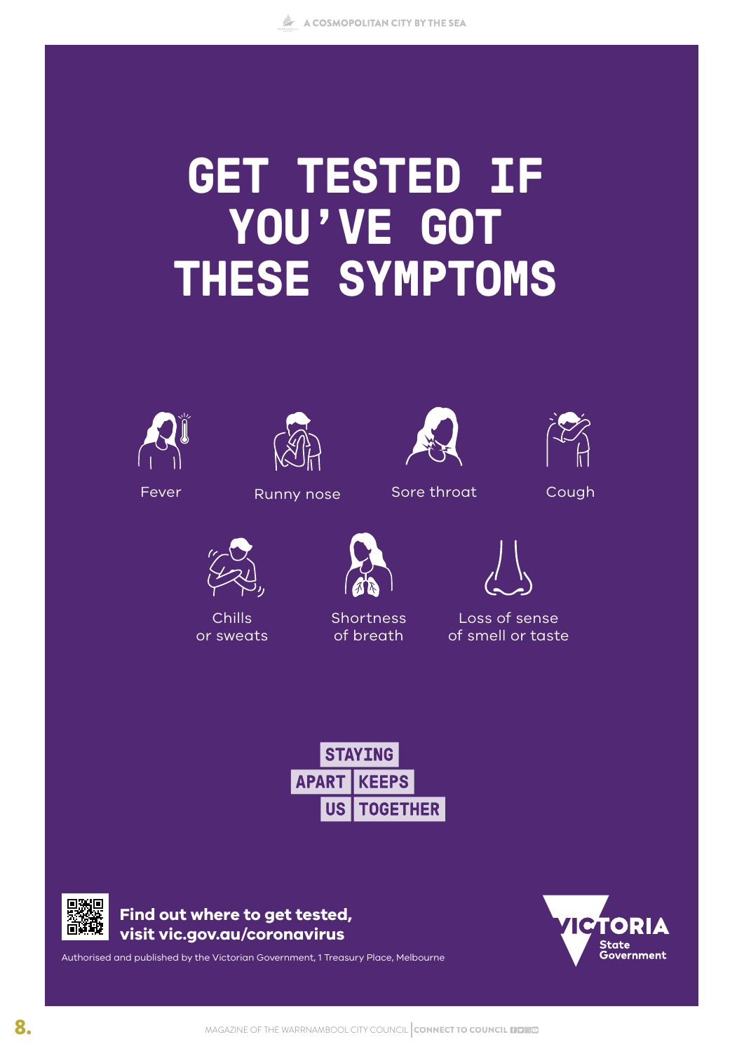# GET TESTED IF YOU'VE GOT THESE SYMPTOMS

Fever

Runny nose

Sore throat

Cough

Chills or sweats

Shortness of breath

Loss of sense of smell or taste

STAYING APART KEEPS US TOGETHER

**Find out where to get tested, visit vic.gov.au/coronavirus**

Authorised and published by the Victorian Government, 1 Treasury Place, Melbourne

VICTORIA State Government